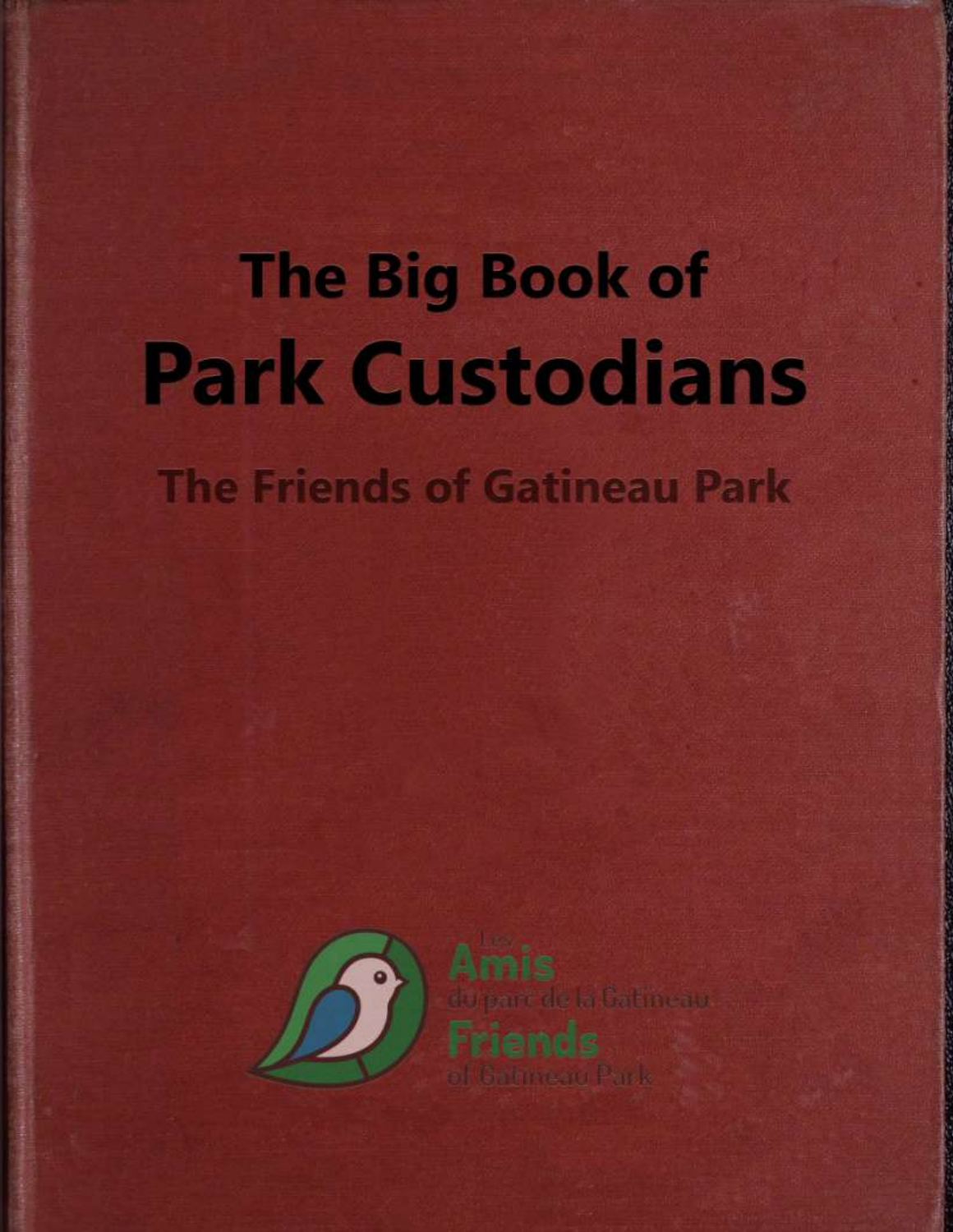# The Big Book of Park Custodians

## The Friends of Gatineau Park

Les Amis du parc de la Gatineau
Friends of Gatineau Park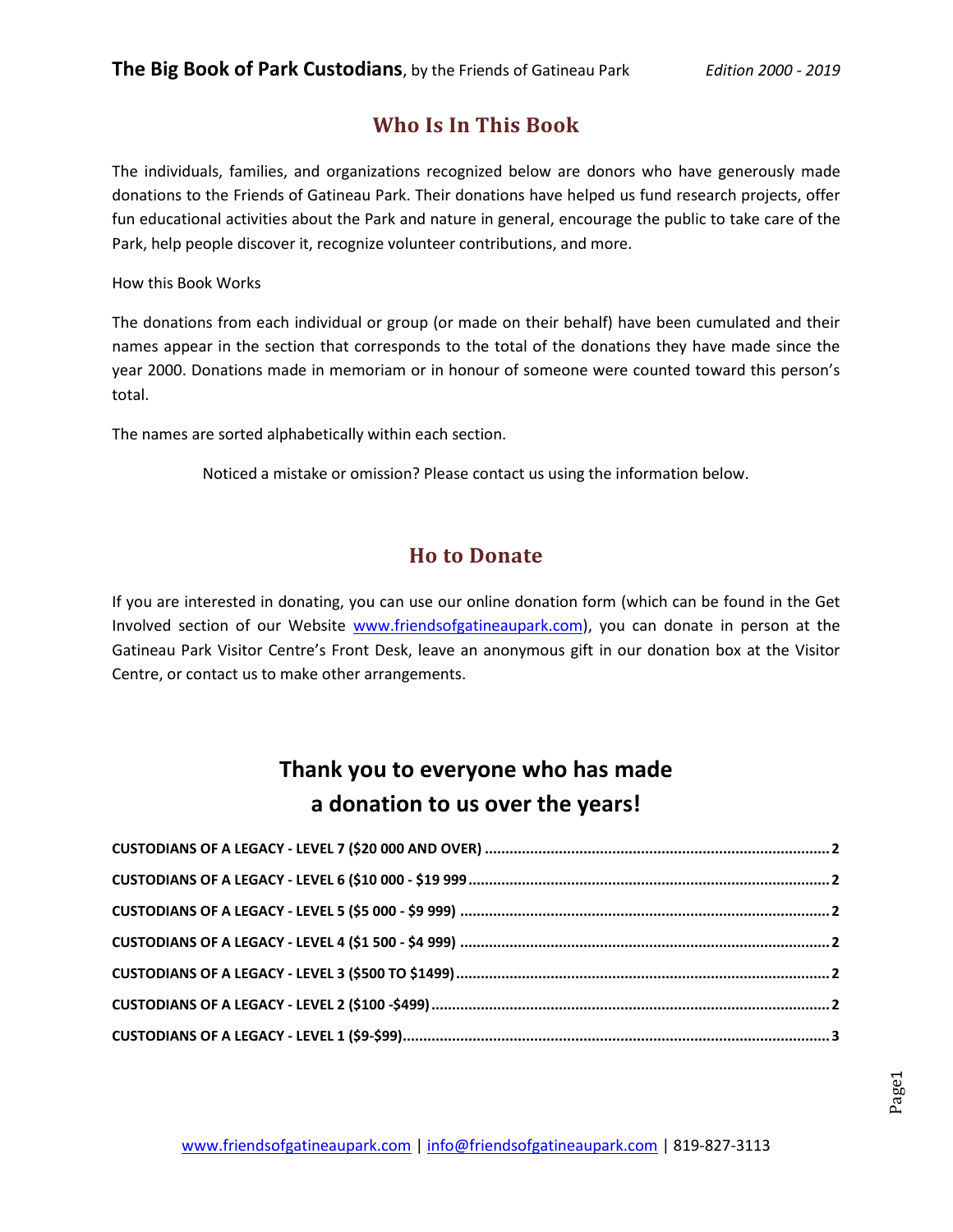## Who Is In This Book

The individuals, families, and organizations recognized below are donors who have generously made donations to the Friends of Gatineau Park. Their donations have helped us fund research projects, offer fun educational activities about the Park and nature in general, encourage the public to take care of the Park, help people discover it, recognize volunteer contributions, and more.

How this Book Works

The donations from each individual or group (or made on their behalf) have been cumulated and their names appear in the section that corresponds to the total of the donations they have made since the year 2000. Donations made in memoriam or in honour of someone were counted toward this person's total.

The names are sorted alphabetically within each section.

Noticed a mistake or omission? Please contact us using the information below.

## Ho to Donate

If you are interested in donating, you can use our online donation form (which can be found in the Get Involved section of our Website www.friendsofgatineaupark.com), you can donate in person at the Gatineau Park Visitor Centre's Front Desk, leave an anonymous gift in our donation box at the Visitor Centre, or contact us to make other arrangements.

# Thank you to everyone who has made a donation to us over the years!

**CUSTODIANS OF A LEGACY - LEVEL 7 ($20 000 AND OVER) .......... 2**

**CUSTODIANS OF A LEGACY - LEVEL 6 ($10 000 - $19 999 .......... 2**

**CUSTODIANS OF A LEGACY - LEVEL 5 ($5 000 - $9 999) .......... 2**

**CUSTODIANS OF A LEGACY - LEVEL 4 ($1 500 - $4 999) .......... 2**

**CUSTODIANS OF A LEGACY - LEVEL 3 ($500 TO $1499) .......... 2**

**CUSTODIANS OF A LEGACY - LEVEL 2 ($100 -$499) .......... 2**

**CUSTODIANS OF A LEGACY - LEVEL 1 ($9-$99) .......... 3**

www.friendsofgatineaupark.com | info@friendsofgatineaupark.com | 819-827-3113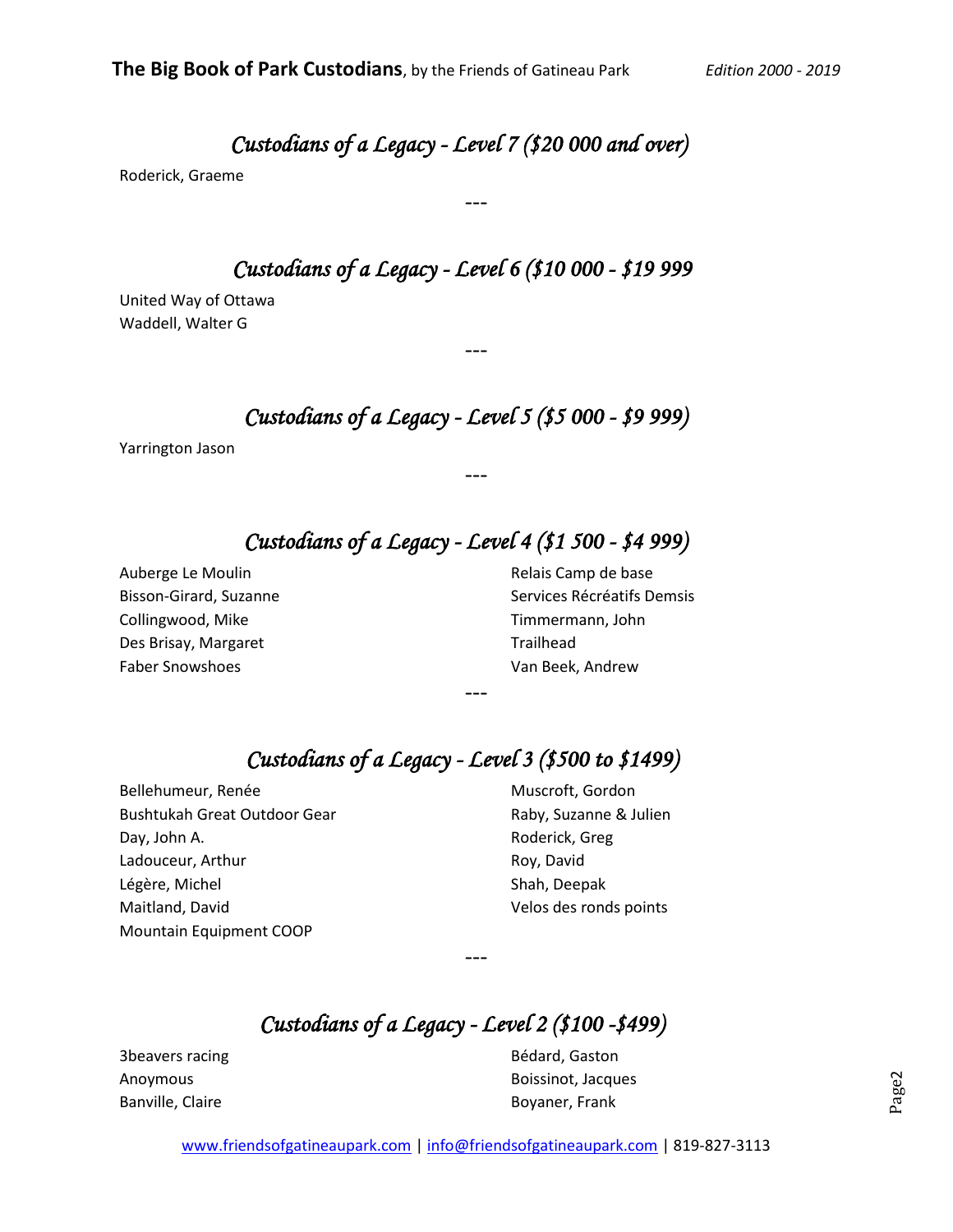## *Custodians of a Legacy - Level 7 ($20 000 and over)*

Roderick, Graeme

---

## *Custodians of a Legacy - Level 6 ($10 000 - $19 999*

United Way of Ottawa
Waddell, Walter G

---

## *Custodians of a Legacy - Level 5 ($5 000 - $9 999)*

Yarrington Jason

---

## *Custodians of a Legacy - Level 4 ($1 500 - $4 999)*

Auberge Le Moulin
Bisson-Girard, Suzanne
Collingwood, Mike
Des Brisay, Margaret
Faber Snowshoes
Relais Camp de base
Services Récréatifs Demsis
Timmermann, John
Trailhead
Van Beek, Andrew

---

## *Custodians of a Legacy - Level 3 ($500 to $1499)*

Bellehumeur, Renée
Bushtukah Great Outdoor Gear
Day, John A.
Ladouceur, Arthur
Légère, Michel
Maitland, David
Mountain Equipment COOP
Muscroft, Gordon
Raby, Suzanne & Julien
Roderick, Greg
Roy, David
Shah, Deepak
Velos des ronds points

---

## *Custodians of a Legacy - Level 2 ($100 -$499)*

3beavers racing
Anoymous
Banville, Claire
Bédard, Gaston
Boissinot, Jacques
Boyaner, Frank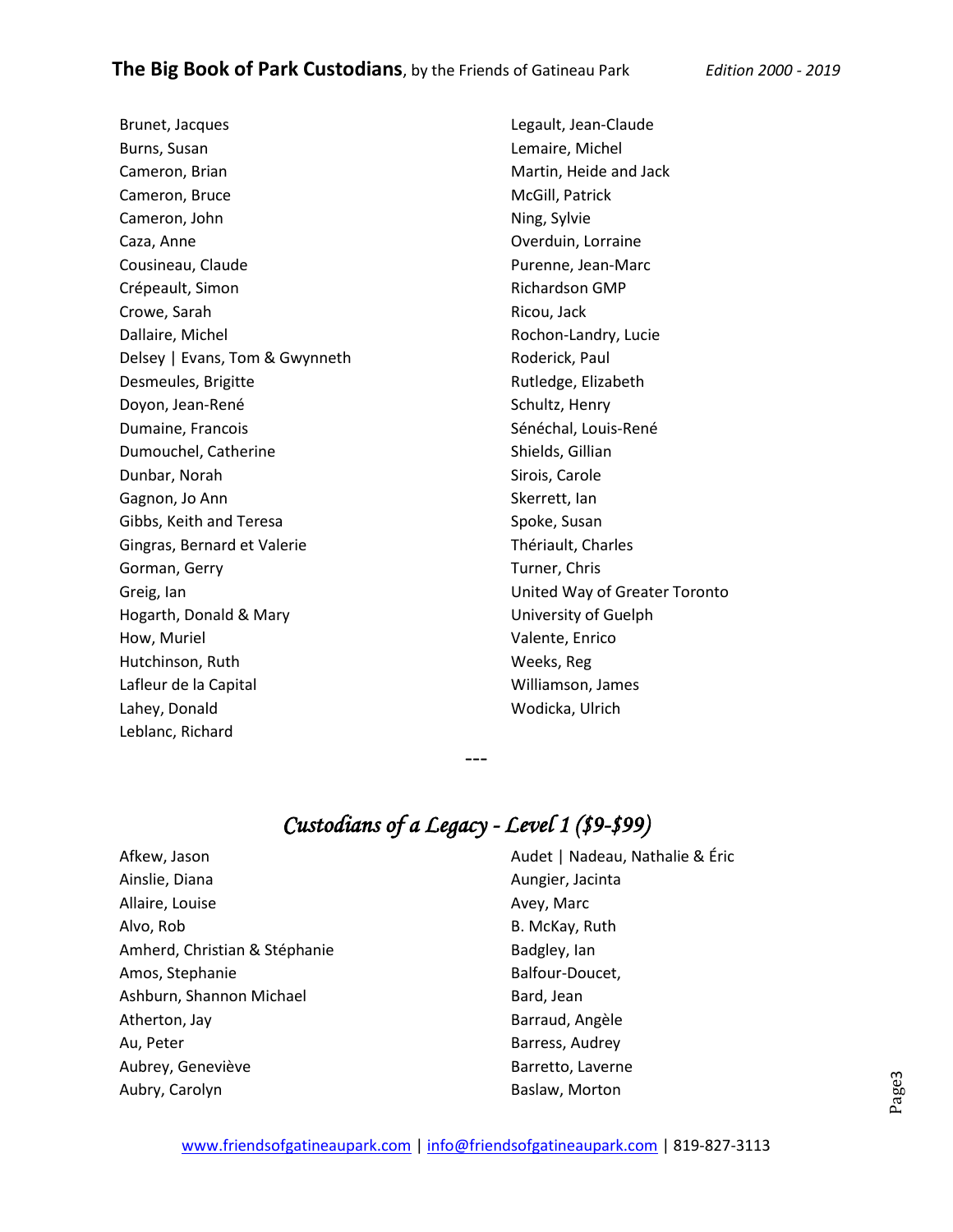Brunet, Jacques
Burns, Susan
Cameron, Brian
Cameron, Bruce
Cameron, John
Caza, Anne
Cousineau, Claude
Crépeault, Simon
Crowe, Sarah
Dallaire, Michel
Delsey | Evans, Tom & Gwynneth
Desmeules, Brigitte
Doyon, Jean-René
Dumaine, Francois
Dumouchel, Catherine
Dunbar, Norah
Gagnon, Jo Ann
Gibbs, Keith and Teresa
Gingras, Bernard et Valerie
Gorman, Gerry
Greig, Ian
Hogarth, Donald & Mary
How, Muriel
Hutchinson, Ruth
Lafleur de la Capital
Lahey, Donald
Leblanc, Richard
Legault, Jean-Claude
Lemaire, Michel
Martin, Heide and Jack
McGill, Patrick
Ning, Sylvie
Overduin, Lorraine
Purenne, Jean-Marc
Richardson GMP
Ricou, Jack
Rochon-Landry, Lucie
Roderick, Paul
Rutledge, Elizabeth
Schultz, Henry
Sénéchal, Louis-René
Shields, Gillian
Sirois, Carole
Skerrett, Ian
Spoke, Susan
Thériault, Charles
Turner, Chris
United Way of Greater Toronto
University of Guelph
Valente, Enrico
Weeks, Reg
Williamson, James
Wodicka, Ulrich

---

## *Custodians of a Legacy - Level 1 ($9-$99)*

Afkew, Jason
Ainslie, Diana
Allaire, Louise
Alvo, Rob
Amherd, Christian & Stéphanie
Amos, Stephanie
Ashburn, Shannon Michael
Atherton, Jay
Au, Peter
Aubrey, Geneviève
Aubry, Carolyn
Audet | Nadeau, Nathalie & Éric
Aungier, Jacinta
Avey, Marc
B. McKay, Ruth
Badgley, Ian
Balfour-Doucet,
Bard, Jean
Barraud, Angèle
Barress, Audrey
Barretto, Laverne
Baslaw, Morton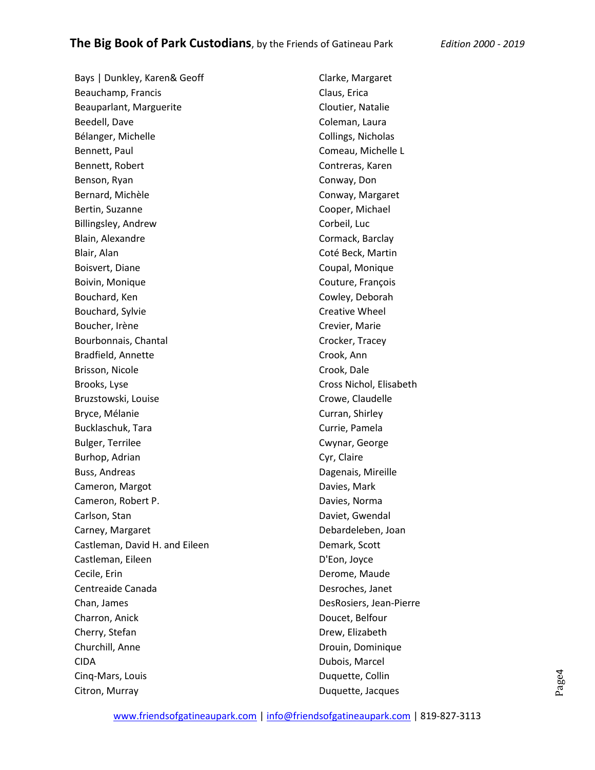Bays | Dunkley, Karen& Geoff
Beauchamp, Francis
Beauparlant, Marguerite
Beedell, Dave
Bélanger, Michelle
Bennett, Paul
Bennett, Robert
Benson, Ryan
Bernard, Michèle
Bertin, Suzanne
Billingsley, Andrew
Blain, Alexandre
Blair, Alan
Boisvert, Diane
Boivin, Monique
Bouchard, Ken
Bouchard, Sylvie
Boucher, Irène
Bourbonnais, Chantal
Bradfield, Annette
Brisson, Nicole
Brooks, Lyse
Bruzstowski, Louise
Bryce, Mélanie
Bucklaschuk, Tara
Bulger, Terrilee
Burhop, Adrian
Buss, Andreas
Cameron, Margot
Cameron, Robert P.
Carlson, Stan
Carney, Margaret
Castleman, David H. and Eileen
Castleman, Eileen
Cecile, Erin
Centreaide Canada
Chan, James
Charron, Anick
Cherry, Stefan
Churchill, Anne
CIDA
Cinq-Mars, Louis
Citron, Murray
Clarke, Margaret
Claus, Erica
Cloutier, Natalie
Coleman, Laura
Collings, Nicholas
Comeau, Michelle L
Contreras, Karen
Conway, Don
Conway, Margaret
Cooper, Michael
Corbeil, Luc
Cormack, Barclay
Coté Beck, Martin
Coupal, Monique
Couture, François
Cowley, Deborah
Creative Wheel
Crevier, Marie
Crocker, Tracey
Crook, Ann
Crook, Dale
Cross Nichol, Elisabeth
Crowe, Claudelle
Curran, Shirley
Currie, Pamela
Cwynar, George
Cyr, Claire
Dagenais, Mireille
Davies, Mark
Davies, Norma
Daviet, Gwendal
Debardeleben, Joan
Demark, Scott
D'Eon, Joyce
Derome, Maude
Desroches, Janet
DesRosiers, Jean-Pierre
Doucet, Belfour
Drew, Elizabeth
Drouin, Dominique
Dubois, Marcel
Duquette, Collin
Duquette, Jacques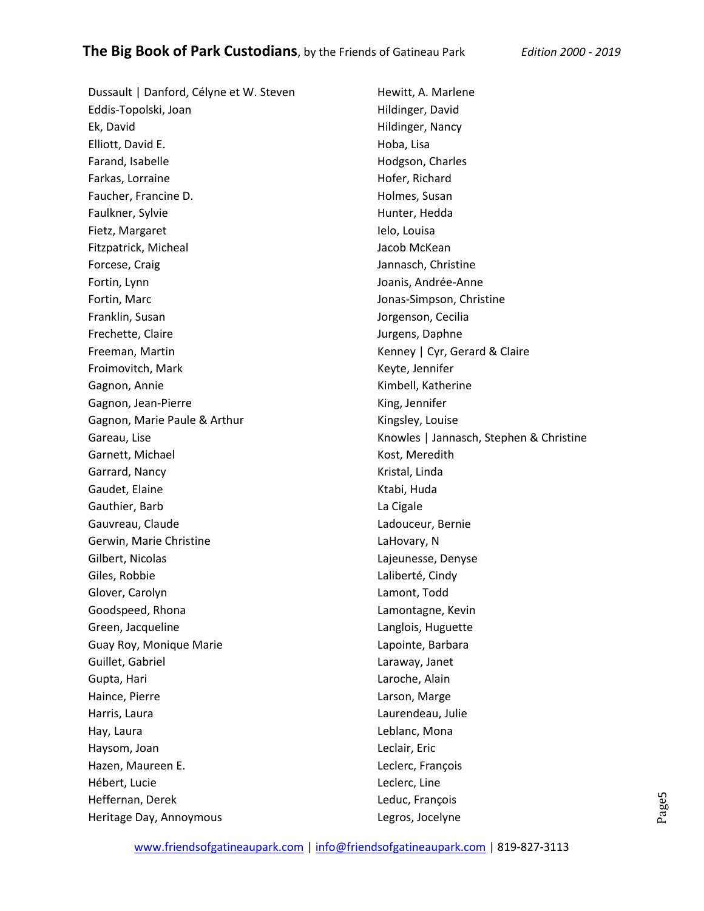Dussault | Danford, Célyne et W. Steven
Eddis-Topolski, Joan
Ek, David
Elliott, David E.
Farand, Isabelle
Farkas, Lorraine
Faucher, Francine D.
Faulkner, Sylvie
Fietz, Margaret
Fitzpatrick, Micheal
Forcese, Craig
Fortin, Lynn
Fortin, Marc
Franklin, Susan
Frechette, Claire
Freeman, Martin
Froimovitch, Mark
Gagnon, Annie
Gagnon, Jean-Pierre
Gagnon, Marie Paule & Arthur
Gareau, Lise
Garnett, Michael
Garrard, Nancy
Gaudet, Elaine
Gauthier, Barb
Gauvreau, Claude
Gerwin, Marie Christine
Gilbert, Nicolas
Giles, Robbie
Glover, Carolyn
Goodspeed, Rhona
Green, Jacqueline
Guay Roy, Monique Marie
Guillet, Gabriel
Gupta, Hari
Haince, Pierre
Harris, Laura
Hay, Laura
Haysom, Joan
Hazen, Maureen E.
Hébert, Lucie
Heffernan, Derek
Heritage Day, Annoymous
Hewitt, A. Marlene
Hildinger, David
Hildinger, Nancy
Hoba, Lisa
Hodgson, Charles
Hofer, Richard
Holmes, Susan
Hunter, Hedda
Ielo, Louisa
Jacob McKean
Jannasch, Christine
Joanis, Andrée-Anne
Jonas-Simpson, Christine
Jorgenson, Cecilia
Jurgens, Daphne
Kenney | Cyr, Gerard & Claire
Keyte, Jennifer
Kimbell, Katherine
King, Jennifer
Kingsley, Louise
Knowles | Jannasch, Stephen & Christine
Kost, Meredith
Kristal, Linda
Ktabi, Huda
La Cigale
Ladouceur, Bernie
LaHovary, N
Lajeunesse, Denyse
Laliberté, Cindy
Lamont, Todd
Lamontagne, Kevin
Langlois, Huguette
Lapointe, Barbara
Laraway, Janet
Laroche, Alain
Larson, Marge
Laurendeau, Julie
Leblanc, Mona
Leclair, Eric
Leclerc, François
Leclerc, Line
Leduc, François
Legros, Jocelyne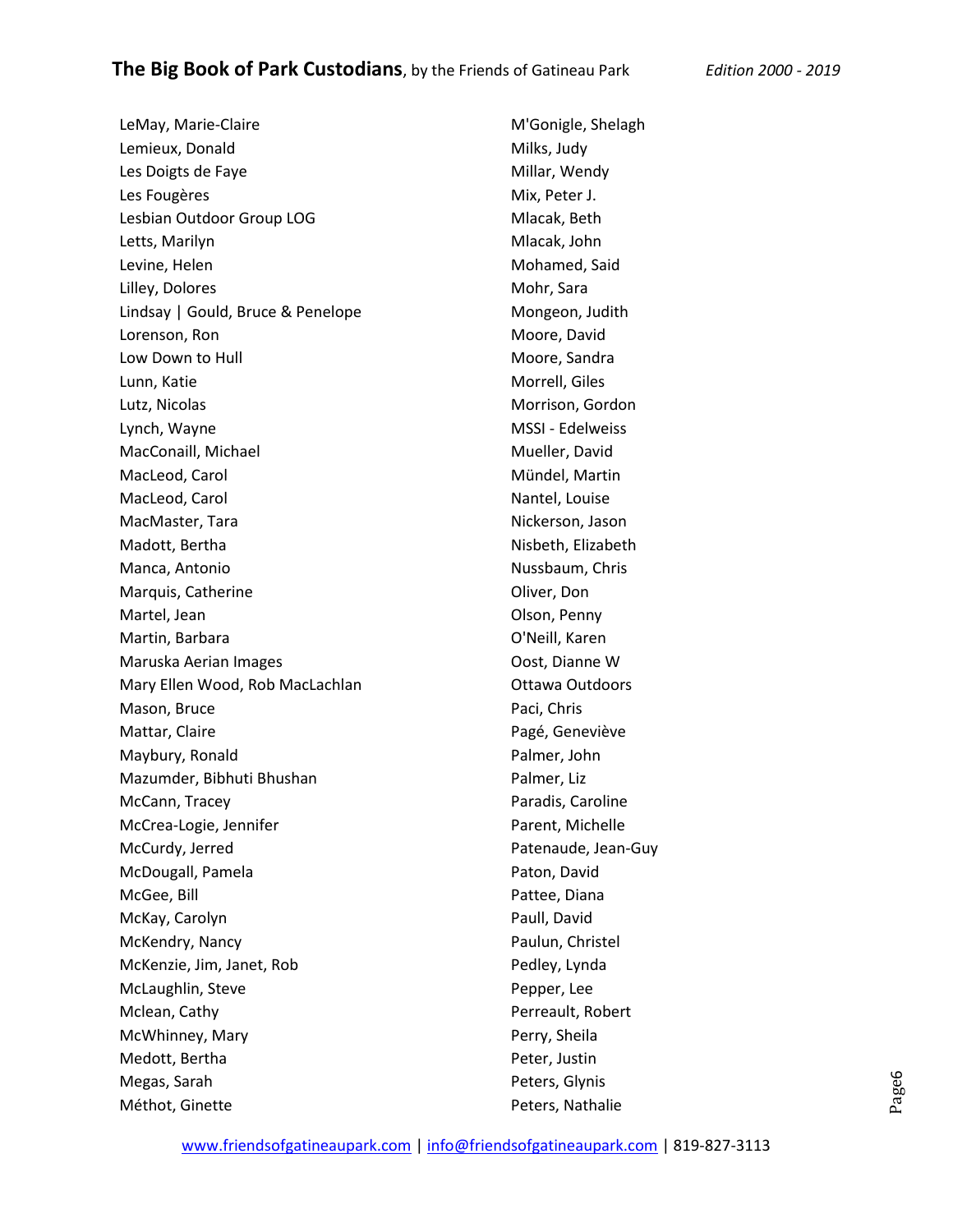LeMay, Marie-Claire
Lemieux, Donald
Les Doigts de Faye
Les Fougères
Lesbian Outdoor Group LOG
Letts, Marilyn
Levine, Helen
Lilley, Dolores
Lindsay | Gould, Bruce & Penelope
Lorenson, Ron
Low Down to Hull
Lunn, Katie
Lutz, Nicolas
Lynch, Wayne
MacConaill, Michael
MacLeod, Carol
MacLeod, Carol
MacMaster, Tara
Madott, Bertha
Manca, Antonio
Marquis, Catherine
Martel, Jean
Martin, Barbara
Maruska Aerian Images
Mary Ellen Wood, Rob MacLachlan
Mason, Bruce
Mattar, Claire
Maybury, Ronald
Mazumder, Bibhuti Bhushan
McCann, Tracey
McCrea-Logie, Jennifer
McCurdy, Jerred
McDougall, Pamela
McGee, Bill
McKay, Carolyn
McKendry, Nancy
McKenzie, Jim, Janet, Rob
McLaughlin, Steve
Mclean, Cathy
McWhinney, Mary
Medott, Bertha
Megas, Sarah
Méthot, Ginette
M'Gonigle, Shelagh
Milks, Judy
Millar, Wendy
Mix, Peter J.
Mlacak, Beth
Mlacak, John
Mohamed, Said
Mohr, Sara
Mongeon, Judith
Moore, David
Moore, Sandra
Morrell, Giles
Morrison, Gordon
MSSI - Edelweiss
Mueller, David
Mündel, Martin
Nantel, Louise
Nickerson, Jason
Nisbeth, Elizabeth
Nussbaum, Chris
Oliver, Don
Olson, Penny
O'Neill, Karen
Oost, Dianne W
Ottawa Outdoors
Paci, Chris
Pagé, Geneviève
Palmer, John
Palmer, Liz
Paradis, Caroline
Parent, Michelle
Patenaude, Jean-Guy
Paton, David
Pattee, Diana
Paull, David
Paulun, Christel
Pedley, Lynda
Pepper, Lee
Perreault, Robert
Perry, Sheila
Peter, Justin
Peters, Glynis
Peters, Nathalie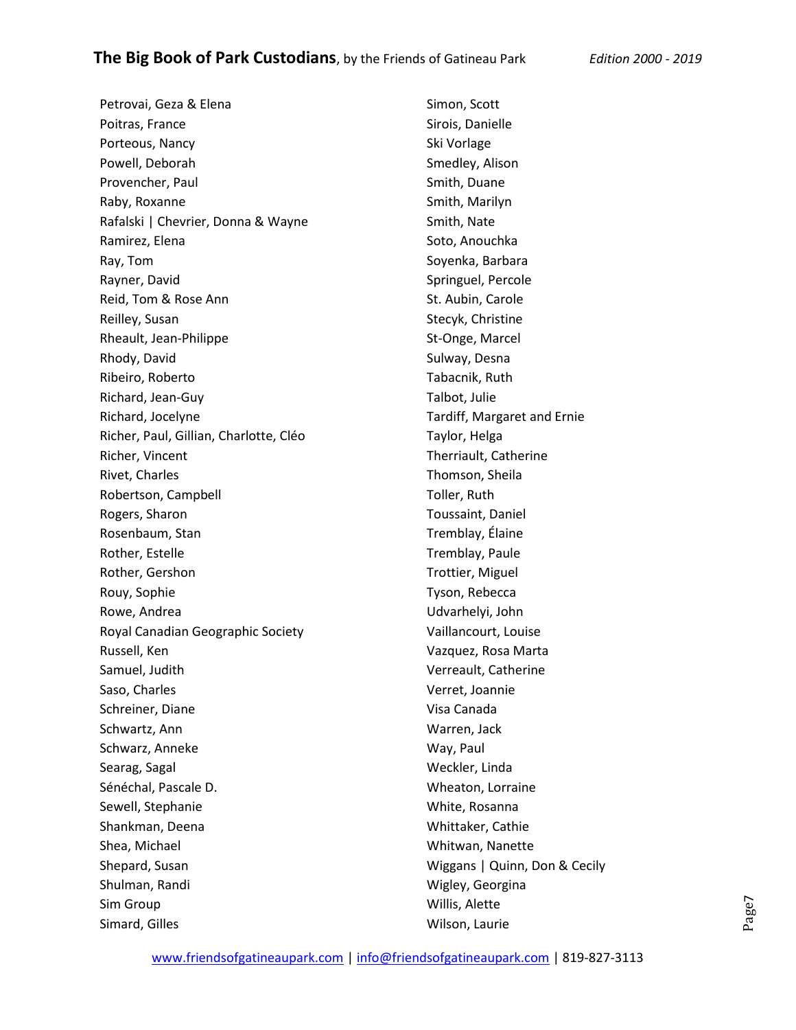Petrovai, Geza & Elena
Poitras, France
Porteous, Nancy
Powell, Deborah
Provencher, Paul
Raby, Roxanne
Rafalski | Chevrier, Donna & Wayne
Ramirez, Elena
Ray, Tom
Rayner, David
Reid, Tom & Rose Ann
Reilley, Susan
Rheault, Jean-Philippe
Rhody, David
Ribeiro, Roberto
Richard, Jean-Guy
Richard, Jocelyne
Richer, Paul, Gillian, Charlotte, Cléo
Richer, Vincent
Rivet, Charles
Robertson, Campbell
Rogers, Sharon
Rosenbaum, Stan
Rother, Estelle
Rother, Gershon
Rouy, Sophie
Rowe, Andrea
Royal Canadian Geographic Society
Russell, Ken
Samuel, Judith
Saso, Charles
Schreiner, Diane
Schwartz, Ann
Schwarz, Anneke
Searag, Sagal
Sénéchal, Pascale D.
Sewell, Stephanie
Shankman, Deena
Shea, Michael
Shepard, Susan
Shulman, Randi
Sim Group
Simard, Gilles
Simon, Scott
Sirois, Danielle
Ski Vorlage
Smedley, Alison
Smith, Duane
Smith, Marilyn
Smith, Nate
Soto, Anouchka
Soyenka, Barbara
Springuel, Percole
St. Aubin, Carole
Stecyk, Christine
St-Onge, Marcel
Sulway, Desna
Tabacnik, Ruth
Talbot, Julie
Tardiff, Margaret and Ernie
Taylor, Helga
Therriault, Catherine
Thomson, Sheila
Toller, Ruth
Toussaint, Daniel
Tremblay, Élaine
Tremblay, Paule
Trottier, Miguel
Tyson, Rebecca
Udvarhelyi, John
Vaillancourt, Louise
Vazquez, Rosa Marta
Verreault, Catherine
Verret, Joannie
Visa Canada
Warren, Jack
Way, Paul
Weckler, Linda
Wheaton, Lorraine
White, Rosanna
Whittaker, Cathie
Whitwan, Nanette
Wiggans | Quinn, Don & Cecily
Wigley, Georgina
Willis, Alette
Wilson, Laurie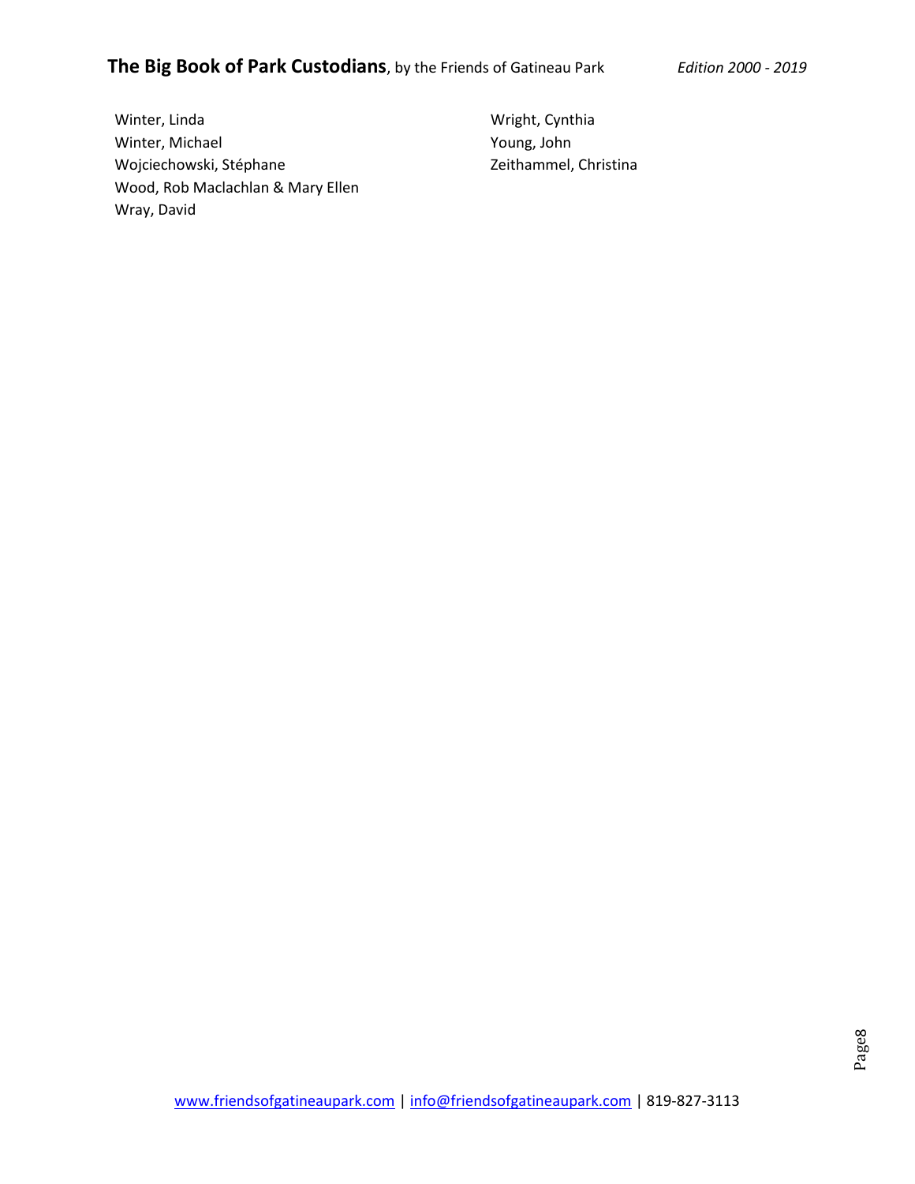Winter, Linda
Winter, Michael
Wojciechowski, Stéphane
Wood, Rob Maclachlan & Mary Ellen
Wray, David
Wright, Cynthia
Young, John
Zeithammel, Christina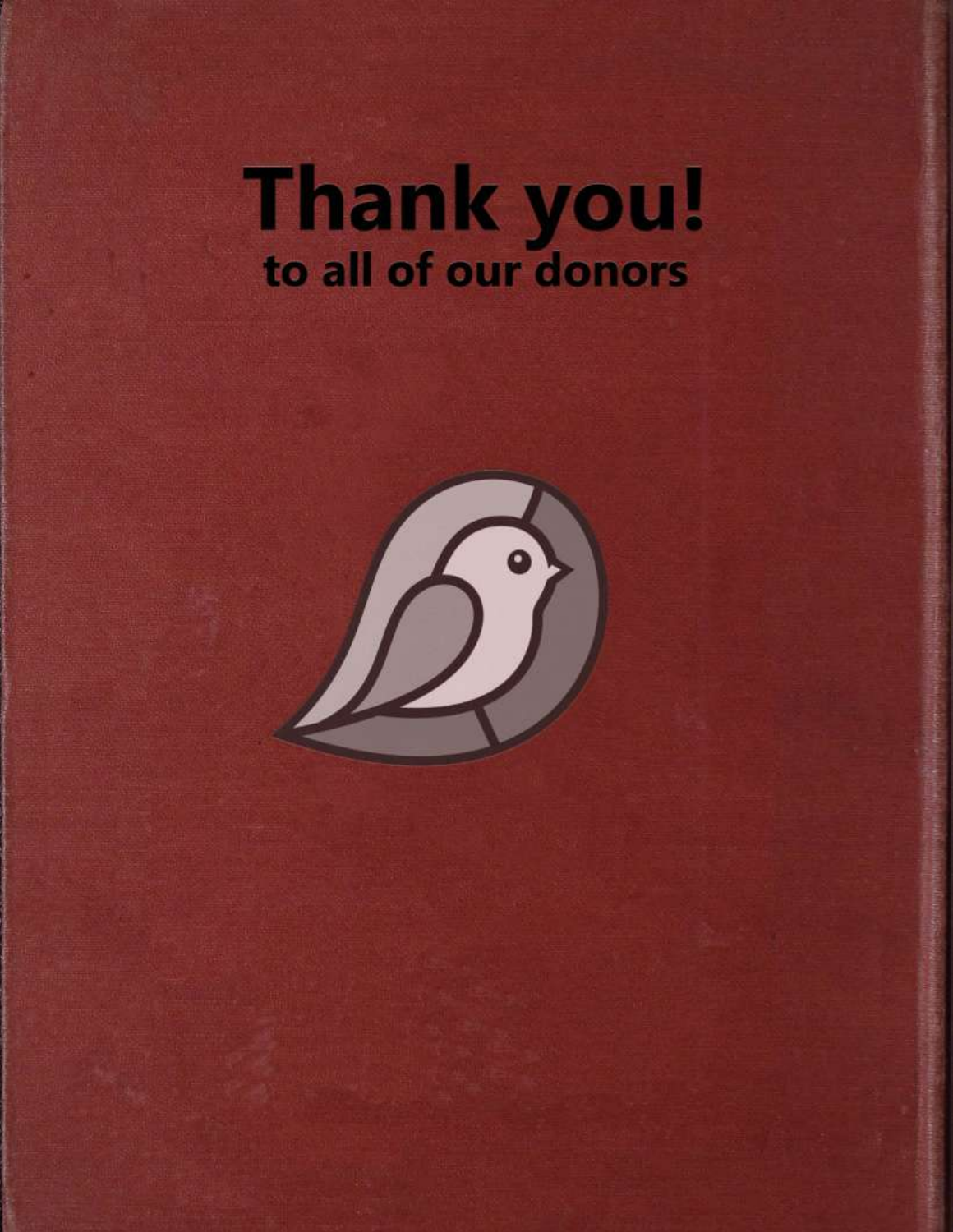# Thank you!

## to all of our donors